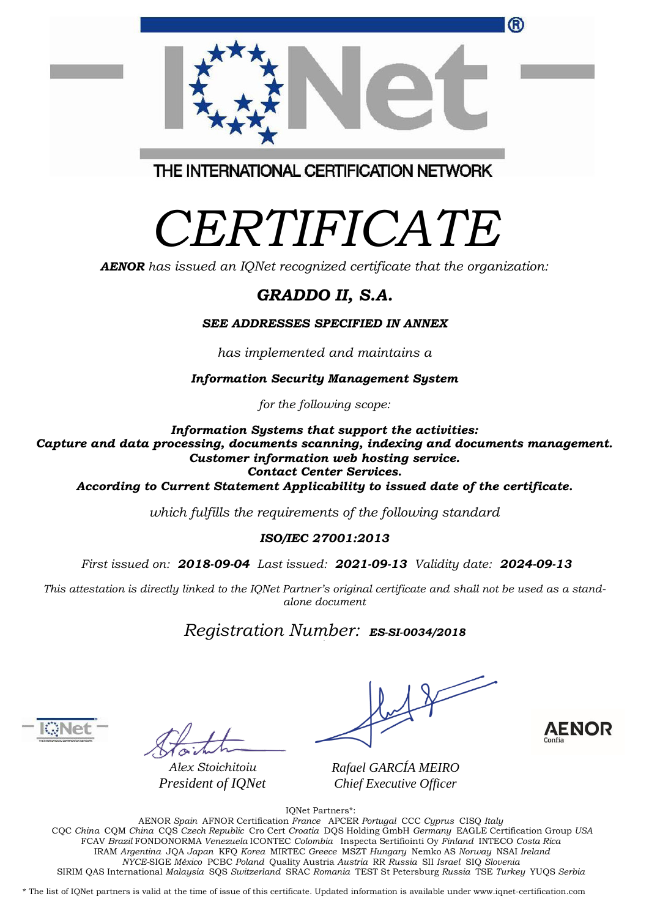THE INTERNATIONAL CERTIFICATION NETWORK

# *CERTIFICATE*

***AENOR*** *has issued an IQNet recognized certificate that the organization:*

## ***GRADDO II, S.A.***

***SEE ADDRESSES SPECIFIED IN ANNEX***

*has implemented and maintains a*

***Information Security Management System***

*for the following scope:*

***Information Systems that support the activities:***
***Capture and data processing, documents scanning, indexing and documents management.***
***Customer information web hosting service.***
***Contact Center Services.***
***According to Current Statement Applicability to issued date of the certificate.***

*which fulfills the requirements of the following standard*

***ISO/IEC 27001:2013***

*First issued on:* ***2018-09-04*** *Last issued:* ***2021-09-13*** *Validity date:* ***2024-09-13***

*This attestation is directly linked to the IQNet Partner's original certificate and shall not be used as a stand-alone document*

*Registration Number:* ***ES-SI-0034/2018***

*Alex Stoichitoiu*
*President of IQNet*

*Rafael GARCÍA MEIRO*
*Chief Executive Officer*

AENOR Confía

IQNet Partners*:

AENOR *Spain* AFNOR Certification *France* APCER *Portugal* CCC *Cyprus* CISQ *Italy*
CQC *China* CQM *China* CQS *Czech Republic* Cro Cert *Croatia* DQS Holding GmbH *Germany* EAGLE Certification Group *USA*
FCAV *Brazil* FONDONORMA *Venezuela* ICONTEC *Colombia* Inspecta Sertifiointi Oy *Finland* INTECO *Costa Rica*
IRAM *Argentina* JQA *Japan* KFQ *Korea* MIRTEC *Greece* MSZT *Hungary* Nemko AS *Norway* NSAI *Ireland*
*NYCE*-SIGE *México* PCBC *Poland* Quality Austria *Austria* RR *Russia* SII *Israel* SIQ *Slovenia*
SIRIM QAS International *Malaysia* SQS *Switzerland* SRAC *Romania* TEST St Petersburg *Russia* TSE *Turkey* YUQS *Serbia*

* The list of IQNet partners is valid at the time of issue of this certificate. Updated information is available under www.iqnet-certification.com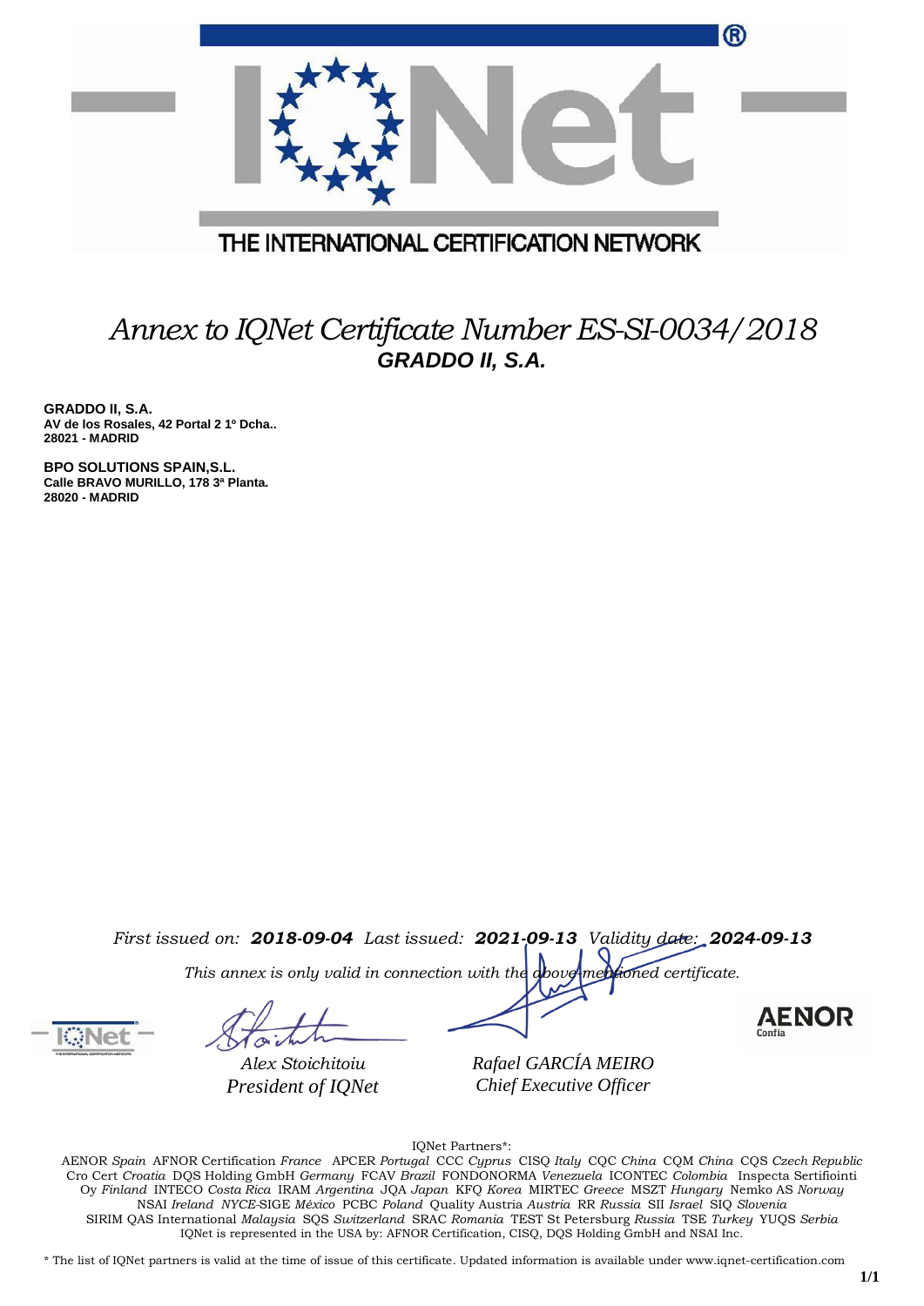THE INTERNATIONAL CERTIFICATION NETWORK

# *Annex to IQNet Certificate Number ES-SI-0034/2018*

## ***GRADDO II, S.A.***

**GRADDO II, S.A.**
**AV de los Rosales, 42 Portal 2 1º Dcha..**
**28021 - MADRID**

**BPO SOLUTIONS SPAIN,S.L.**
**Calle BRAVO MURILLO, 178 3ª Planta.**
**28020 - MADRID**

*First issued on:* ***2018-09-04*** *Last issued:* ***2021-09-13*** *Validity date:* ***2024-09-13***

*This annex is only valid in connection with the above-mentioned certificate.*

*Alex Stoichitoiu*
*President of IQNet*

*Rafael GARCÍA MEIRO*
*Chief Executive Officer*

AENOR Confía

IQNet Partners*:

AENOR *Spain* AFNOR Certification *France* APCER *Portugal* CCC *Cyprus* CISQ *Italy* CQC *China* CQM *China* CQS *Czech Republic* Cro Cert *Croatia* DQS Holding GmbH *Germany* FCAV *Brazil* FONDONORMA *Venezuela* ICONTEC *Colombia* Inspecta Sertifiointi Oy *Finland* INTECO *Costa Rica* IRAM *Argentina* JQA *Japan* KFQ *Korea* MIRTEC *Greece* MSZT *Hungary* Nemko AS *Norway* NSAI *Ireland* *NYCE*-SIGE *México* PCBC *Poland* Quality Austria *Austria* RR *Russia* SII *Israel* SIQ *Slovenia* SIRIM QAS International *Malaysia* SQS *Switzerland* SRAC *Romania* TEST St Petersburg *Russia* TSE *Turkey* YUQS *Serbia*
IQNet is represented in the USA by: AFNOR Certification, CISQ, DQS Holding GmbH and NSAI Inc.

\* The list of IQNet partners is valid at the time of issue of this certificate. Updated information is available under www.iqnet-certification.com